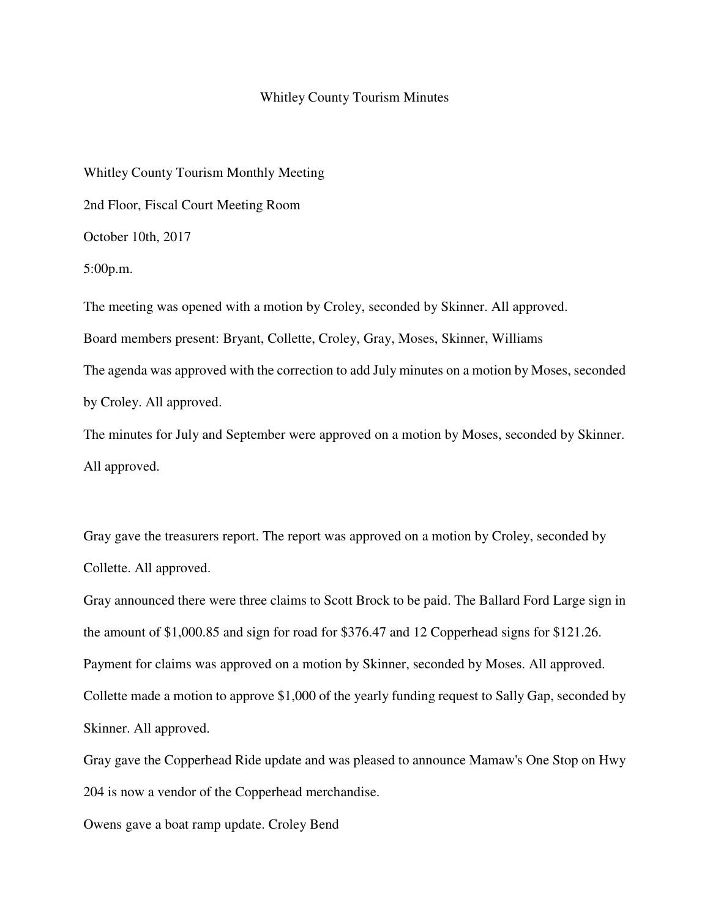# Whitley County Tourism Minutes

Whitley County Tourism Monthly Meeting

2nd Floor, Fiscal Court Meeting Room

October 10th, 2017

5:00p.m.

The meeting was opened with a motion by Croley, seconded by Skinner. All approved.

Board members present: Bryant, Collette, Croley, Gray, Moses, Skinner, Williams

The agenda was approved with the correction to add July minutes on a motion by Moses, seconded by Croley. All approved.

The minutes for July and September were approved on a motion by Moses, seconded by Skinner. All approved.

Gray gave the treasurers report. The report was approved on a motion by Croley, seconded by Collette. All approved.

Gray announced there were three claims to Scott Brock to be paid. The Ballard Ford Large sign in the amount of $1,000.85 and sign for road for $376.47 and 12 Copperhead signs for $121.26. Payment for claims was approved on a motion by Skinner, seconded by Moses. All approved.

Collette made a motion to approve $1,000 of the yearly funding request to Sally Gap, seconded by Skinner. All approved.

Gray gave the Copperhead Ride update and was pleased to announce Mamaw's One Stop on Hwy 204 is now a vendor of the Copperhead merchandise.

Owens gave a boat ramp update. Croley Bend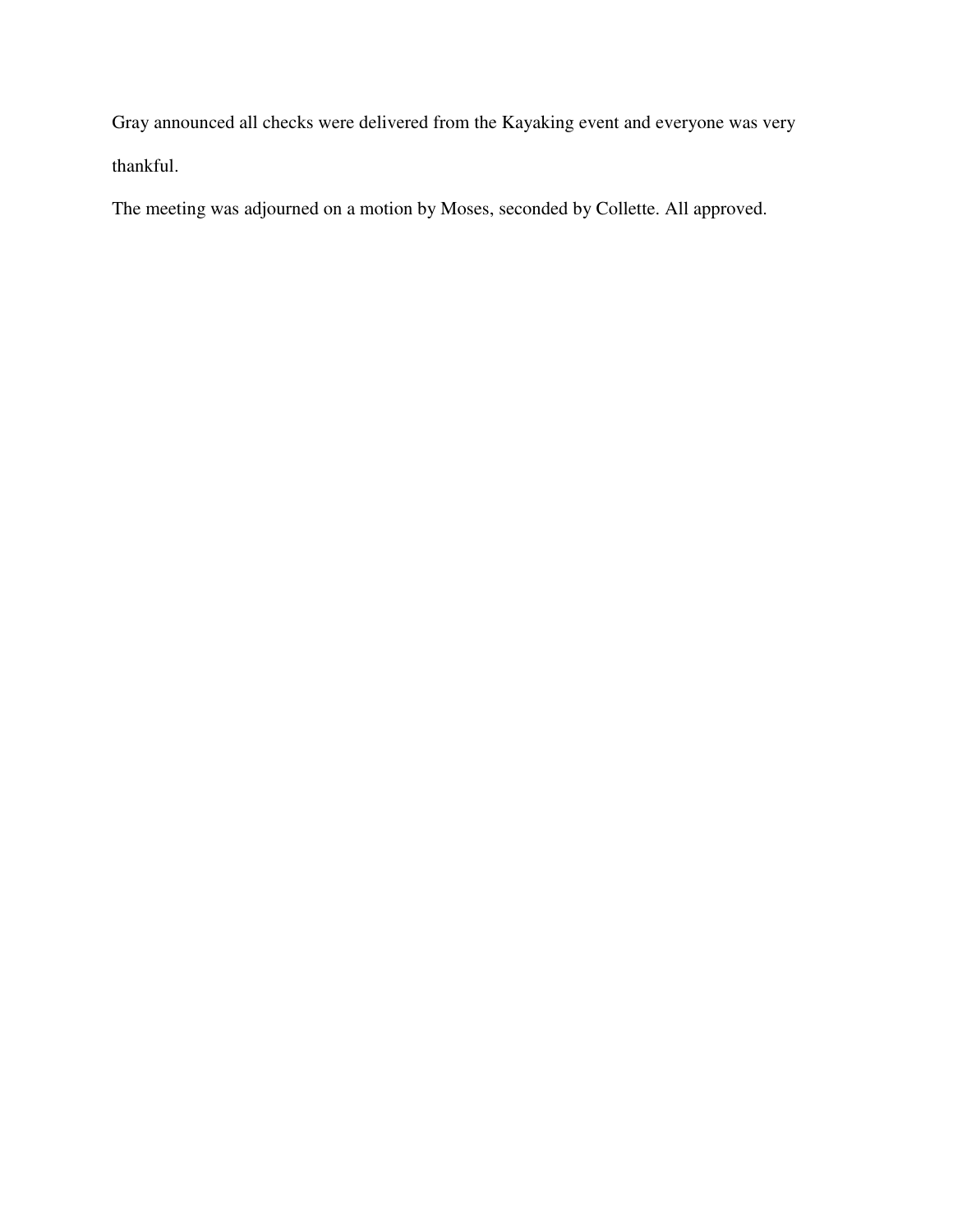Gray announced all checks were delivered from the Kayaking event and everyone was very thankful.

The meeting was adjourned on a motion by Moses, seconded by Collette. All approved.